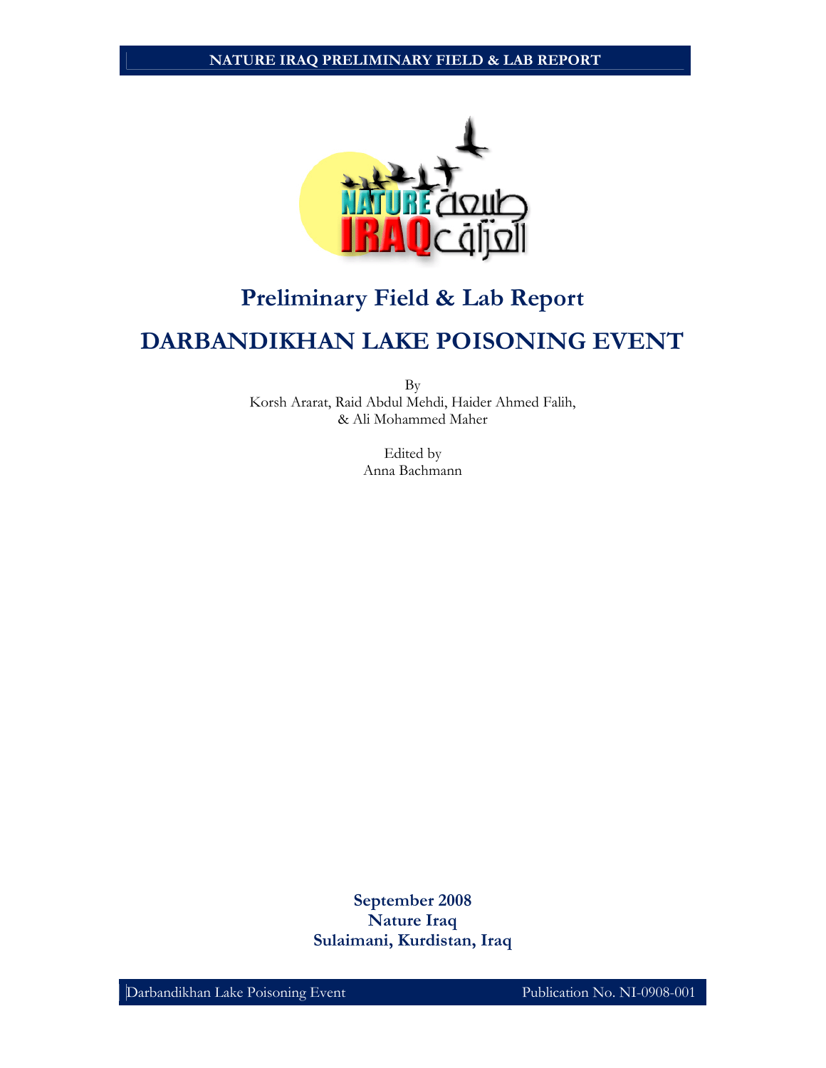# Preliminary Field & Lab Report

# DARBANDIKHAN LAKE POISONING EVENT

By
Korsh Ararat, Raid Abdul Mehdi, Haider Ahmed Falih, & Ali Mohammed Maher

Edited by
Anna Bachmann

**September 2008**
**Nature Iraq**
**Sulaimani, Kurdistan, Iraq**

Publication No. NI-0908-001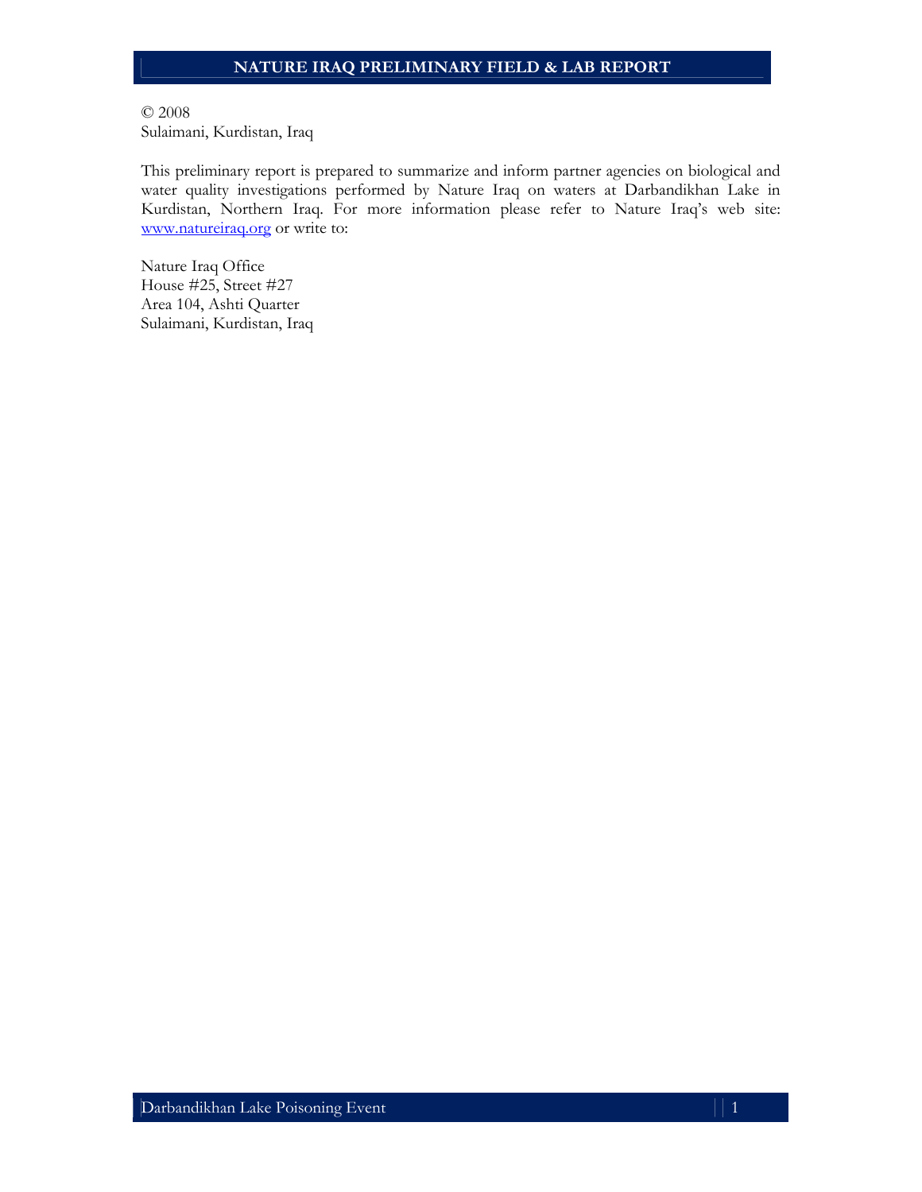© 2008
Sulaimani, Kurdistan, Iraq

This preliminary report is prepared to summarize and inform partner agencies on biological and water quality investigations performed by Nature Iraq on waters at Darbandikhan Lake in Kurdistan, Northern Iraq. For more information please refer to Nature Iraq's web site: www.natureiraq.org or write to:

Nature Iraq Office
House #25, Street #27
Area 104, Ashti Quarter
Sulaimani, Kurdistan, Iraq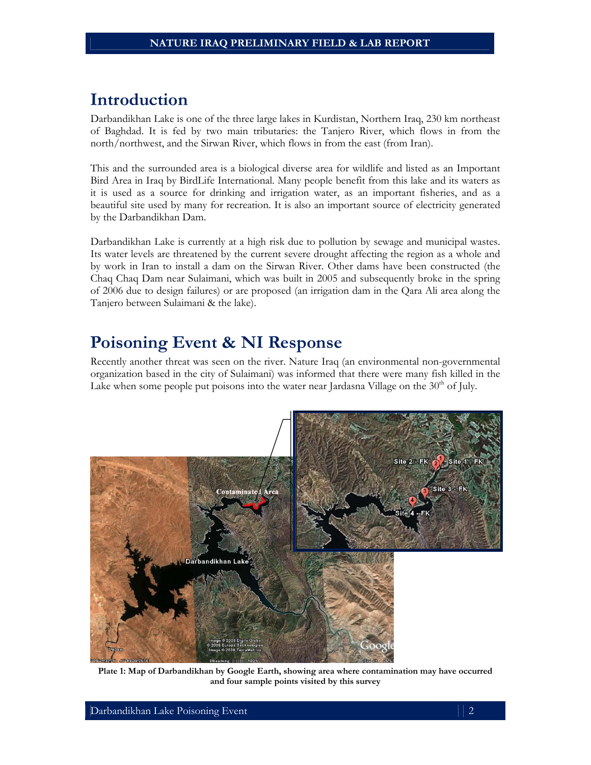# Introduction

Darbandikhan Lake is one of the three large lakes in Kurdistan, Northern Iraq, 230 km northeast of Baghdad. It is fed by two main tributaries: the Tanjero River, which flows in from the north/northwest, and the Sirwan River, which flows in from the east (from Iran).

This and the surrounded area is a biological diverse area for wildlife and listed as an Important Bird Area in Iraq by BirdLife International. Many people benefit from this lake and its waters as it is used as a source for drinking and irrigation water, as an important fisheries, and as a beautiful site used by many for recreation. It is also an important source of electricity generated by the Darbandikhan Dam.

Darbandikhan Lake is currently at a high risk due to pollution by sewage and municipal wastes. Its water levels are threatened by the current severe drought affecting the region as a whole and by work in Iran to install a dam on the Sirwan River. Other dams have been constructed (the Chaq Chaq Dam near Sulaimani, which was built in 2005 and subsequently broke in the spring of 2006 due to design failures) or are proposed (an irrigation dam in the Qara Ali area along the Tanjero between Sulaimani & the lake).

# Poisoning Event & NI Response

Recently another threat was seen on the river. Nature Iraq (an environmental non-governmental organization based in the city of Sulaimani) was informed that there were many fish killed in the Lake when some people put poisons into the water near Jardasna Village on the 30th of July.

**Plate 1: Map of Darbandikhan by Google Earth, showing area where contamination may have occurred and four sample points visited by this survey**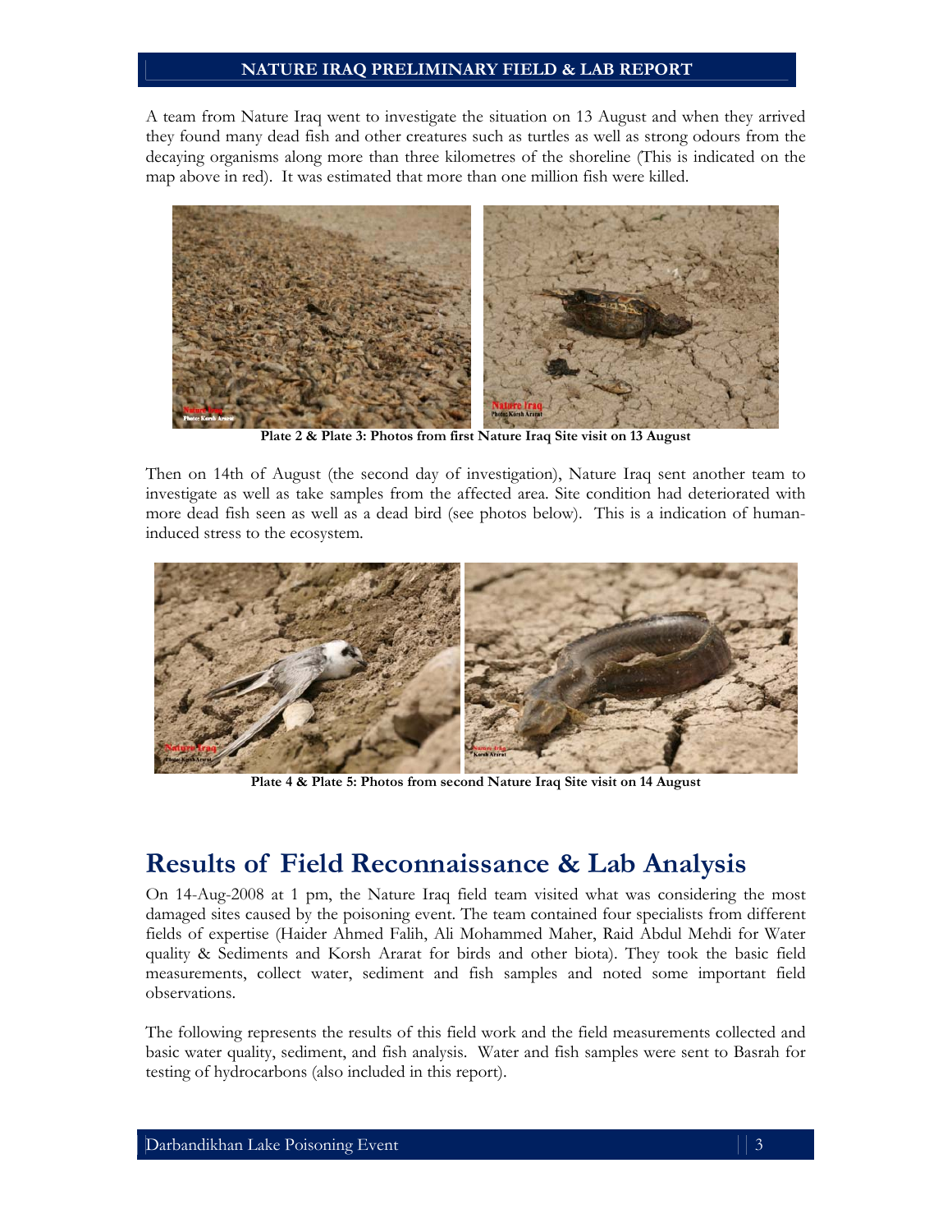A team from Nature Iraq went to investigate the situation on 13 August and when they arrived they found many dead fish and other creatures such as turtles as well as strong odours from the decaying organisms along more than three kilometres of the shoreline (This is indicated on the map above in red). It was estimated that more than one million fish were killed.

**Plate 2 & Plate 3: Photos from first Nature Iraq Site visit on 13 August**

Then on 14th of August (the second day of investigation), Nature Iraq sent another team to investigate as well as take samples from the affected area. Site condition had deteriorated with more dead fish seen as well as a dead bird (see photos below). This is a indication of human-induced stress to the ecosystem.

**Plate 4 & Plate 5: Photos from second Nature Iraq Site visit on 14 August**

# Results of Field Reconnaissance & Lab Analysis

On 14-Aug-2008 at 1 pm, the Nature Iraq field team visited what was considering the most damaged sites caused by the poisoning event. The team contained four specialists from different fields of expertise (Haider Ahmed Falih, Ali Mohammed Maher, Raid Abdul Mehdi for Water quality & Sediments and Korsh Ararat for birds and other biota). They took the basic field measurements, collect water, sediment and fish samples and noted some important field observations.

The following represents the results of this field work and the field measurements collected and basic water quality, sediment, and fish analysis. Water and fish samples were sent to Basrah for testing of hydrocarbons (also included in this report).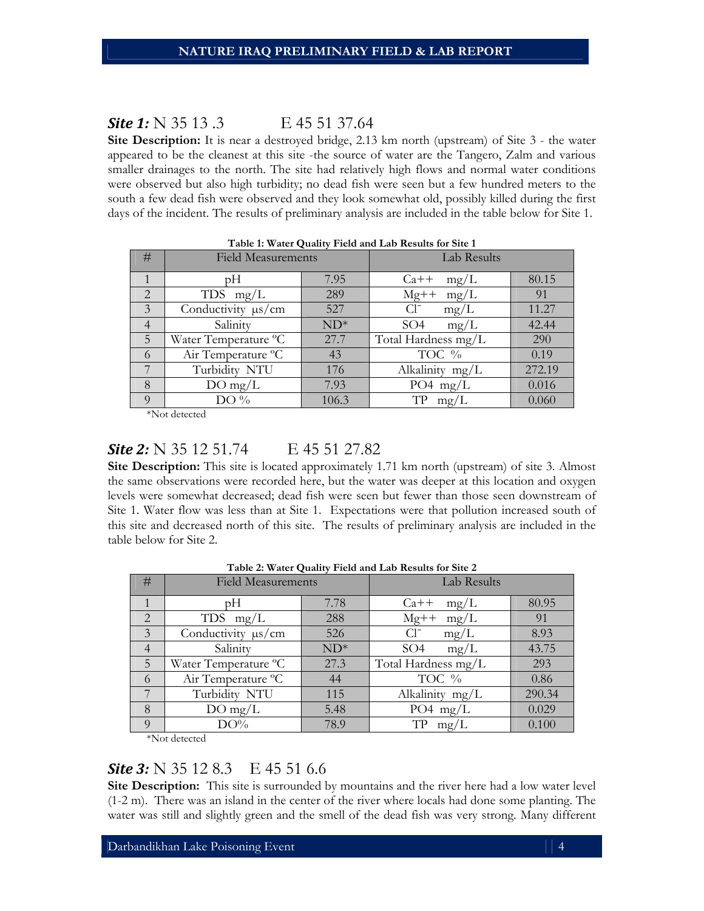***Site 1:*** N 35 13 .3          E 45 51 37.64

**Site Description:** It is near a destroyed bridge, 2.13 km north (upstream) of Site 3 - the water appeared to be the cleanest at this site -the source of water are the Tangero, Zalm and various smaller drainages to the north. The site had relatively high flows and normal water conditions were observed but also high turbidity; no dead fish were seen but a few hundred meters to the south a few dead fish were observed and they look somewhat old, possibly killed during the first days of the incident. The results of preliminary analysis are included in the table below for Site 1.

**Table 1: Water Quality Field and Lab Results for Site 1**

| # | Field Measurements | | Lab Results | |
|---|---|---|---|---|
| 1 | pH | 7.95 | Ca++ mg/L | 80.15 |
| 2 | TDS mg/L | 289 | Mg++ mg/L | 91 |
| 3 | Conductivity μs/cm | 527 | $Cl^-$ mg/L | 11.27 |
| 4 | Salinity | ND* | SO4 mg/L | 42.44 |
| 5 | Water Temperature ºC | 27.7 | Total Hardness mg/L | 290 |
| 6 | Air Temperature ºC | 43 | TOC % | 0.19 |
| 7 | Turbidity NTU | 176 | Alkalinity mg/L | 272.19 |
| 8 | DO mg/L | 7.93 | PO4 mg/L | 0.016 |
| 9 | DO % | 106.3 | TP mg/L | 0.060 |

*Not detected

***Site 2:*** N 35 12 51.74          E 45 51 27.82

**Site Description:** This site is located approximately 1.71 km north (upstream) of site 3. Almost the same observations were recorded here, but the water was deeper at this location and oxygen levels were somewhat decreased; dead fish were seen but fewer than those seen downstream of Site 1. Water flow was less than at Site 1. Expectations were that pollution increased south of this site and decreased north of this site. The results of preliminary analysis are included in the table below for Site 2.

**Table 2: Water Quality Field and Lab Results for Site 2**

| # | Field Measurements | | Lab Results | |
|---|---|---|---|---|
| 1 | pH | 7.78 | Ca++ mg/L | 80.95 |
| 2 | TDS mg/L | 288 | Mg++ mg/L | 91 |
| 3 | Conductivity μs/cm | 526 | $Cl^-$ mg/L | 8.93 |
| 4 | Salinity | ND* | SO4 mg/L | 43.75 |
| 5 | Water Temperature ºC | 27.3 | Total Hardness mg/L | 293 |
| 6 | Air Temperature ºC | 44 | TOC % | 0.86 |
| 7 | Turbidity NTU | 115 | Alkalinity mg/L | 290.34 |
| 8 | DO mg/L | 5.48 | PO4 mg/L | 0.029 |
| 9 | DO% | 78.9 | TP mg/L | 0.100 |

*Not detected

***Site 3:*** N 35 12 8.3     E 45 51 6.6

**Site Description:** This site is surrounded by mountains and the river here had a low water level (1-2 m). There was an island in the center of the river where locals had done some planting. The water was still and slightly green and the smell of the dead fish was very strong. Many different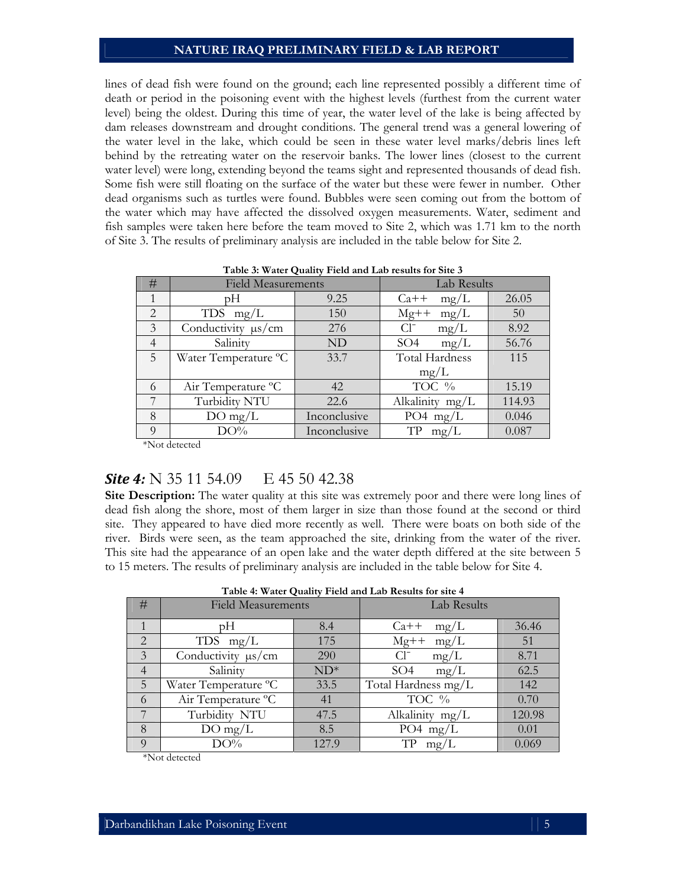lines of dead fish were found on the ground; each line represented possibly a different time of death or period in the poisoning event with the highest levels (furthest from the current water level) being the oldest. During this time of year, the water level of the lake is being affected by dam releases downstream and drought conditions. The general trend was a general lowering of the water level in the lake, which could be seen in these water level marks/debris lines left behind by the retreating water on the reservoir banks. The lower lines (closest to the current water level) were long, extending beyond the teams sight and represented thousands of dead fish. Some fish were still floating on the surface of the water but these were fewer in number. Other dead organisms such as turtles were found. Bubbles were seen coming out from the bottom of the water which may have affected the dissolved oxygen measurements. Water, sediment and fish samples were taken here before the team moved to Site 2, which was 1.71 km to the north of Site 3. The results of preliminary analysis are included in the table below for Site 2.

**Table 3: Water Quality Field and Lab results for Site 3**

| # | Field Measurements | | Lab Results | |
|---|---|---|---|---|
| 1 | pH | 9.25 | Ca++ mg/L | 26.05 |
| 2 | TDS mg/L | 150 | Mg++ mg/L | 50 |
| 3 | Conductivity µs/cm | 276 | $Cl^-$ mg/L | 8.92 |
| 4 | Salinity | ND | SO4 mg/L | 56.76 |
| 5 | Water Temperature ºC | 33.7 | Total Hardness mg/L | 115 |
| 6 | Air Temperature ºC | 42 | TOC % | 15.19 |
| 7 | Turbidity NTU | 22.6 | Alkalinity mg/L | 114.93 |
| 8 | DO mg/L | Inconclusive | PO4 mg/L | 0.046 |
| 9 | DO% | Inconclusive | TP mg/L | 0.087 |

*Not detected

## *Site 4:* N 35 11 54.09 E 45 50 42.38

**Site Description:** The water quality at this site was extremely poor and there were long lines of dead fish along the shore, most of them larger in size than those found at the second or third site. They appeared to have died more recently as well. There were boats on both side of the river. Birds were seen, as the team approached the site, drinking from the water of the river. This site had the appearance of an open lake and the water depth differed at the site between 5 to 15 meters. The results of preliminary analysis are included in the table below for Site 4.

**Table 4: Water Quality Field and Lab Results for site 4**

| # | Field Measurements | | Lab Results | |
|---|---|---|---|---|
| 1 | pH | 8.4 | Ca++ mg/L | 36.46 |
| 2 | TDS mg/L | 175 | Mg++ mg/L | 51 |
| 3 | Conductivity µs/cm | 290 | $Cl^-$ mg/L | 8.71 |
| 4 | Salinity | ND* | SO4 mg/L | 62.5 |
| 5 | Water Temperature ºC | 33.5 | Total Hardness mg/L | 142 |
| 6 | Air Temperature ºC | 41 | TOC % | 0.70 |
| 7 | Turbidity NTU | 47.5 | Alkalinity mg/L | 120.98 |
| 8 | DO mg/L | 8.5 | PO4 mg/L | 0.01 |
| 9 | DO% | 127.9 | TP mg/L | 0.069 |

*Not detected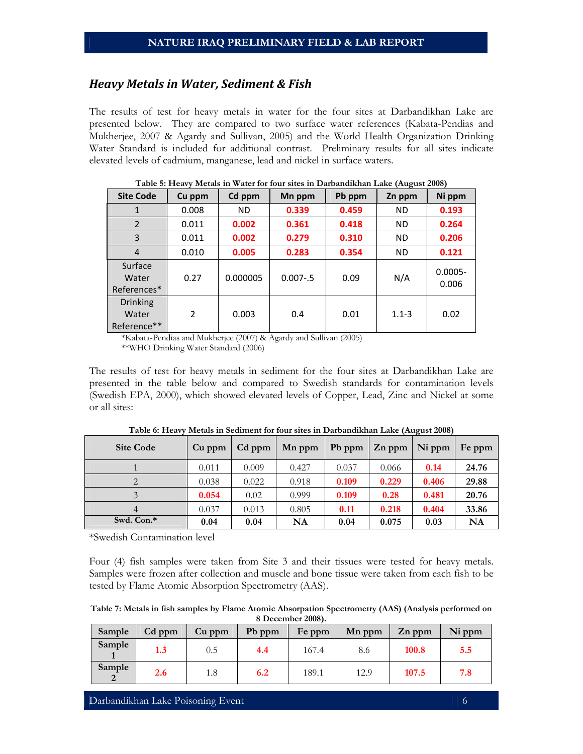## *Heavy Metals in Water, Sediment & Fish*

The results of test for heavy metals in water for the four sites at Darbandikhan Lake are presented below. They are compared to two surface water references (Kabata-Pendias and Mukherjee, 2007 & Agardy and Sullivan, 2005) and the World Health Organization Drinking Water Standard is included for additional contrast. Preliminary results for all sites indicate elevated levels of cadmium, manganese, lead and nickel in surface waters.

**Table 5: Heavy Metals in Water for four sites in Darbandikhan Lake (August 2008)**

| Site Code | Cu ppm | Cd ppm | Mn ppm | Pb ppm | Zn ppm | Ni ppm |
|---|---|---|---|---|---|---|
| 1 | 0.008 | ND | **0.339** | **0.459** | ND | **0.193** |
| 2 | 0.011 | **0.002** | **0.361** | **0.418** | ND | **0.264** |
| 3 | 0.011 | **0.002** | **0.279** | **0.310** | ND | **0.206** |
| 4 | 0.010 | **0.005** | **0.283** | **0.354** | ND | **0.121** |
| Surface Water References* | 0.27 | 0.000005 | 0.007-.5 | 0.09 | N/A | 0.0005-0.006 |
| Drinking Water Reference** | 2 | 0.003 | 0.4 | 0.01 | 1.1-3 | 0.02 |

*Kabata-Pendias and Mukherjee (2007) & Agardy and Sullivan (2005)
**WHO Drinking Water Standard (2006)

The results of test for heavy metals in sediment for the four sites at Darbandikhan Lake are presented in the table below and compared to Swedish standards for contamination levels (Swedish EPA, 2000), which showed elevated levels of Copper, Lead, Zinc and Nickel at some or all sites:

**Table 6: Heavy Metals in Sediment for four sites in Darbandikhan Lake (August 2008)**

| Site Code | Cu ppm | Cd ppm | Mn ppm | Pb ppm | Zn ppm | Ni ppm | Fe ppm |
|---|---|---|---|---|---|---|---|
| 1 | 0.011 | 0.009 | 0.427 | 0.037 | 0.066 | **0.14** | **24.76** |
| 2 | 0.038 | 0.022 | 0.918 | **0.109** | **0.229** | **0.406** | **29.88** |
| 3 | **0.054** | 0.02 | 0.999 | **0.109** | **0.28** | **0.481** | **20.76** |
| 4 | 0.037 | 0.013 | 0.805 | **0.11** | **0.218** | **0.404** | **33.86** |
| **Swd. Con.*** | **0.04** | **0.04** | **NA** | **0.04** | **0.075** | **0.03** | **NA** |

*Swedish Contamination level

Four (4) fish samples were taken from Site 3 and their tissues were tested for heavy metals. Samples were frozen after collection and muscle and bone tissue were taken from each fish to be tested by Flame Atomic Absorption Spectrometry (AAS).

**Table 7: Metals in fish samples by Flame Atomic Absorpation Spectrometry (AAS) (Analysis performed on 8 December 2008).**

| Sample | Cd ppm | Cu ppm | Pb ppm | Fe ppm | Mn ppm | Zn ppm | Ni ppm |
|---|---|---|---|---|---|---|---|
| **Sample 1** | **1.3** | 0.5 | **4.4** | 167.4 | 8.6 | **100.8** | **5.5** |
| **Sample 2** | **2.6** | 1.8 | **6.2** | 189.1 | 12.9 | **107.5** | **7.8** |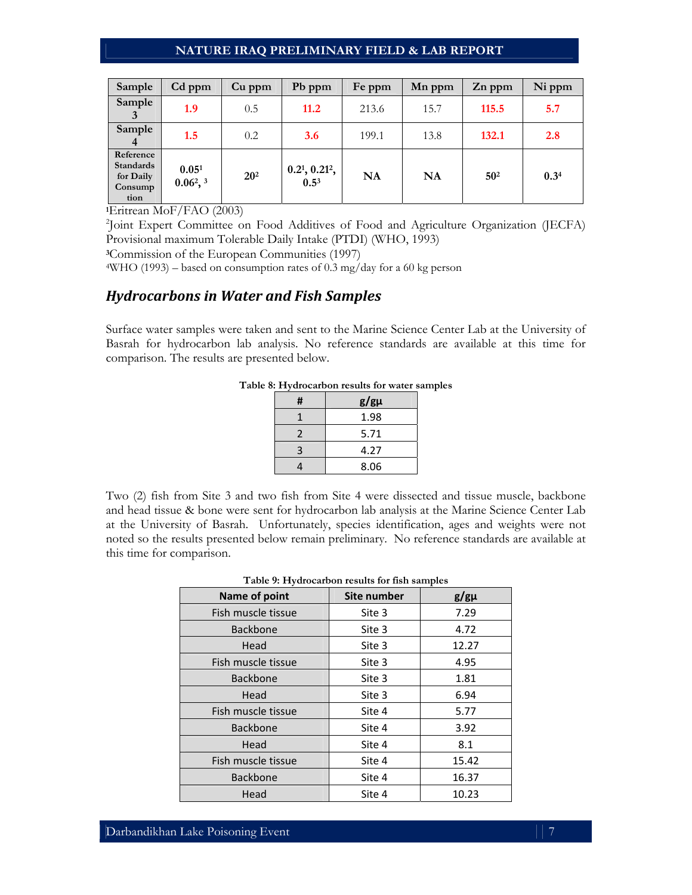| Sample | Cd ppm | Cu ppm | Pb ppm | Fe ppm | Mn ppm | Zn ppm | Ni ppm |
|---|---|---|---|---|---|---|---|
| Sample 3 | **1.9** | 0.5 | **11.2** | 213.6 | 15.7 | **115.5** | **5.7** |
| Sample 4 | **1.5** | 0.2 | **3.6** | 199.1 | 13.8 | **132.1** | **2.8** |
| Reference Standards for Daily Consumption | **0.05**[1] **0.06**[2, 3] | **20**[2] | **0.2**[1], **0.21**[2], **0.5**[3] | **NA** | **NA** | **50**[2] | **0.3**[4] |

[1]Eritrean MoF/FAO (2003)

[2]Joint Expert Committee on Food Additives of Food and Agriculture Organization (JECFA) Provisional maximum Tolerable Daily Intake (PTDI) (WHO, 1993)

[3]Commission of the European Communities (1997)

[4]WHO (1993) – based on consumption rates of 0.3 mg/day for a 60 kg person

## *Hydrocarbons in Water and Fish Samples*

Surface water samples were taken and sent to the Marine Science Center Lab at the University of Basrah for hydrocarbon lab analysis. No reference standards are available at this time for comparison. The results are presented below.

**Table 8: Hydrocarbon results for water samples**

| # | g/gµ |
|---|---|
| 1 | 1.98 |
| 2 | 5.71 |
| 3 | 4.27 |
| 4 | 8.06 |

Two (2) fish from Site 3 and two fish from Site 4 were dissected and tissue muscle, backbone and head tissue & bone were sent for hydrocarbon lab analysis at the Marine Science Center Lab at the University of Basrah. Unfortunately, species identification, ages and weights were not noted so the results presented below remain preliminary. No reference standards are available at this time for comparison.

**Table 9: Hydrocarbon results for fish samples**

| Name of point | Site number | g/gµ |
|---|---|---|
| Fish muscle tissue | Site 3 | 7.29 |
| Backbone | Site 3 | 4.72 |
| Head | Site 3 | 12.27 |
| Fish muscle tissue | Site 3 | 4.95 |
| Backbone | Site 3 | 1.81 |
| Head | Site 3 | 6.94 |
| Fish muscle tissue | Site 4 | 5.77 |
| Backbone | Site 4 | 3.92 |
| Head | Site 4 | 8.1 |
| Fish muscle tissue | Site 4 | 15.42 |
| Backbone | Site 4 | 16.37 |
| Head | Site 4 | 10.23 |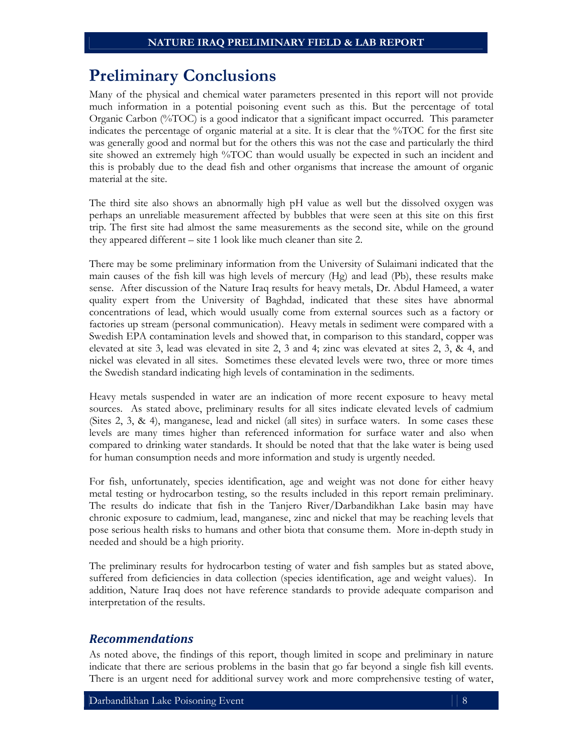# Preliminary Conclusions

Many of the physical and chemical water parameters presented in this report will not provide much information in a potential poisoning event such as this. But the percentage of total Organic Carbon (%TOC) is a good indicator that a significant impact occurred. This parameter indicates the percentage of organic material at a site. It is clear that the %TOC for the first site was generally good and normal but for the others this was not the case and particularly the third site showed an extremely high %TOC than would usually be expected in such an incident and this is probably due to the dead fish and other organisms that increase the amount of organic material at the site.

The third site also shows an abnormally high pH value as well but the dissolved oxygen was perhaps an unreliable measurement affected by bubbles that were seen at this site on this first trip. The first site had almost the same measurements as the second site, while on the ground they appeared different – site 1 look like much cleaner than site 2.

There may be some preliminary information from the University of Sulaimani indicated that the main causes of the fish kill was high levels of mercury (Hg) and lead (Pb), these results make sense. After discussion of the Nature Iraq results for heavy metals, Dr. Abdul Hameed, a water quality expert from the University of Baghdad, indicated that these sites have abnormal concentrations of lead, which would usually come from external sources such as a factory or factories up stream (personal communication). Heavy metals in sediment were compared with a Swedish EPA contamination levels and showed that, in comparison to this standard, copper was elevated at site 3, lead was elevated in site 2, 3 and 4; zinc was elevated at sites 2, 3, & 4, and nickel was elevated in all sites. Sometimes these elevated levels were two, three or more times the Swedish standard indicating high levels of contamination in the sediments.

Heavy metals suspended in water are an indication of more recent exposure to heavy metal sources. As stated above, preliminary results for all sites indicate elevated levels of cadmium (Sites 2, 3, & 4), manganese, lead and nickel (all sites) in surface waters. In some cases these levels are many times higher than referenced information for surface water and also when compared to drinking water standards. It should be noted that that the lake water is being used for human consumption needs and more information and study is urgently needed.

For fish, unfortunately, species identification, age and weight was not done for either heavy metal testing or hydrocarbon testing, so the results included in this report remain preliminary. The results do indicate that fish in the Tanjero River/Darbandikhan Lake basin may have chronic exposure to cadmium, lead, manganese, zinc and nickel that may be reaching levels that pose serious health risks to humans and other biota that consume them. More in-depth study in needed and should be a high priority.

The preliminary results for hydrocarbon testing of water and fish samples but as stated above, suffered from deficiencies in data collection (species identification, age and weight values). In addition, Nature Iraq does not have reference standards to provide adequate comparison and interpretation of the results.

## *Recommendations*

As noted above, the findings of this report, though limited in scope and preliminary in nature indicate that there are serious problems in the basin that go far beyond a single fish kill events. There is an urgent need for additional survey work and more comprehensive testing of water,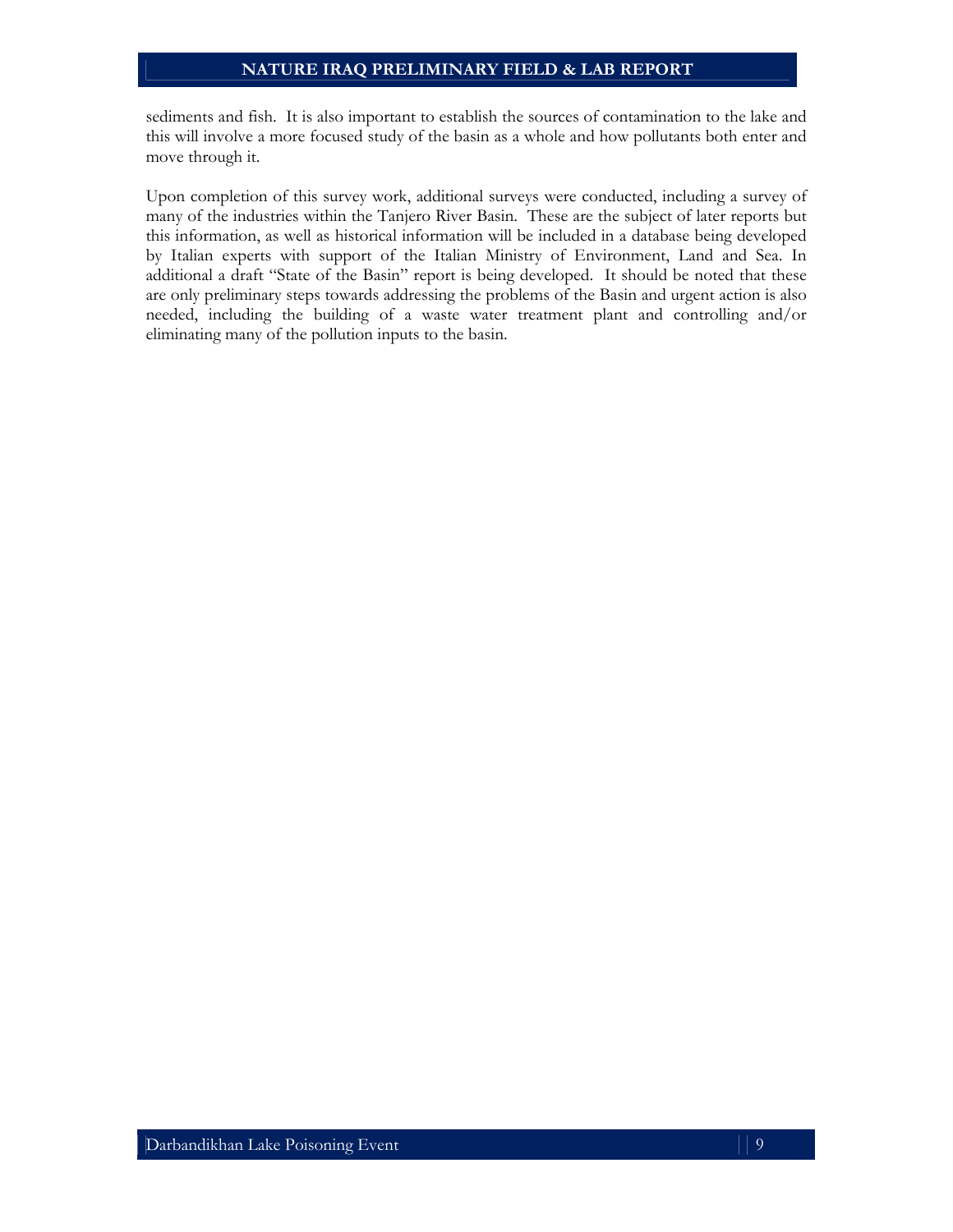sediments and fish. It is also important to establish the sources of contamination to the lake and this will involve a more focused study of the basin as a whole and how pollutants both enter and move through it.

Upon completion of this survey work, additional surveys were conducted, including a survey of many of the industries within the Tanjero River Basin. These are the subject of later reports but this information, as well as historical information will be included in a database being developed by Italian experts with support of the Italian Ministry of Environment, Land and Sea. In additional a draft "State of the Basin" report is being developed. It should be noted that these are only preliminary steps towards addressing the problems of the Basin and urgent action is also needed, including the building of a waste water treatment plant and controlling and/or eliminating many of the pollution inputs to the basin.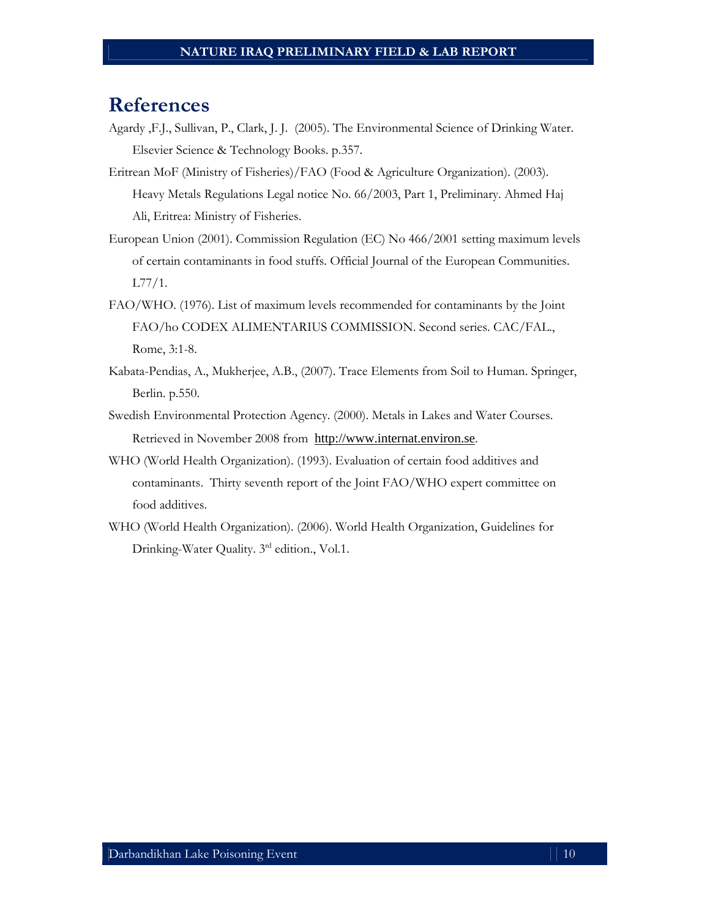# References

Agardy ,F.J., Sullivan, P., Clark, J. J. (2005). The Environmental Science of Drinking Water. Elsevier Science & Technology Books. p.357.

Eritrean MoF (Ministry of Fisheries)/FAO (Food & Agriculture Organization). (2003). Heavy Metals Regulations Legal notice No. 66/2003, Part 1, Preliminary. Ahmed Haj Ali, Eritrea: Ministry of Fisheries.

European Union (2001). Commission Regulation (EC) No 466/2001 setting maximum levels of certain contaminants in food stuffs. Official Journal of the European Communities. L77/1.

FAO/WHO. (1976). List of maximum levels recommended for contaminants by the Joint FAO/ho CODEX ALIMENTARIUS COMMISSION. Second series. CAC/FAL., Rome, 3:1-8.

Kabata-Pendias, A., Mukherjee, A.B., (2007). Trace Elements from Soil to Human. Springer, Berlin. p.550.

Swedish Environmental Protection Agency. (2000). Metals in Lakes and Water Courses. Retrieved in November 2008 from http://www.internat.environ.se.

WHO (World Health Organization). (1993). Evaluation of certain food additives and contaminants. Thirty seventh report of the Joint FAO/WHO expert committee on food additives.

WHO (World Health Organization). (2006). World Health Organization, Guidelines for Drinking-Water Quality. 3rd edition., Vol.1.